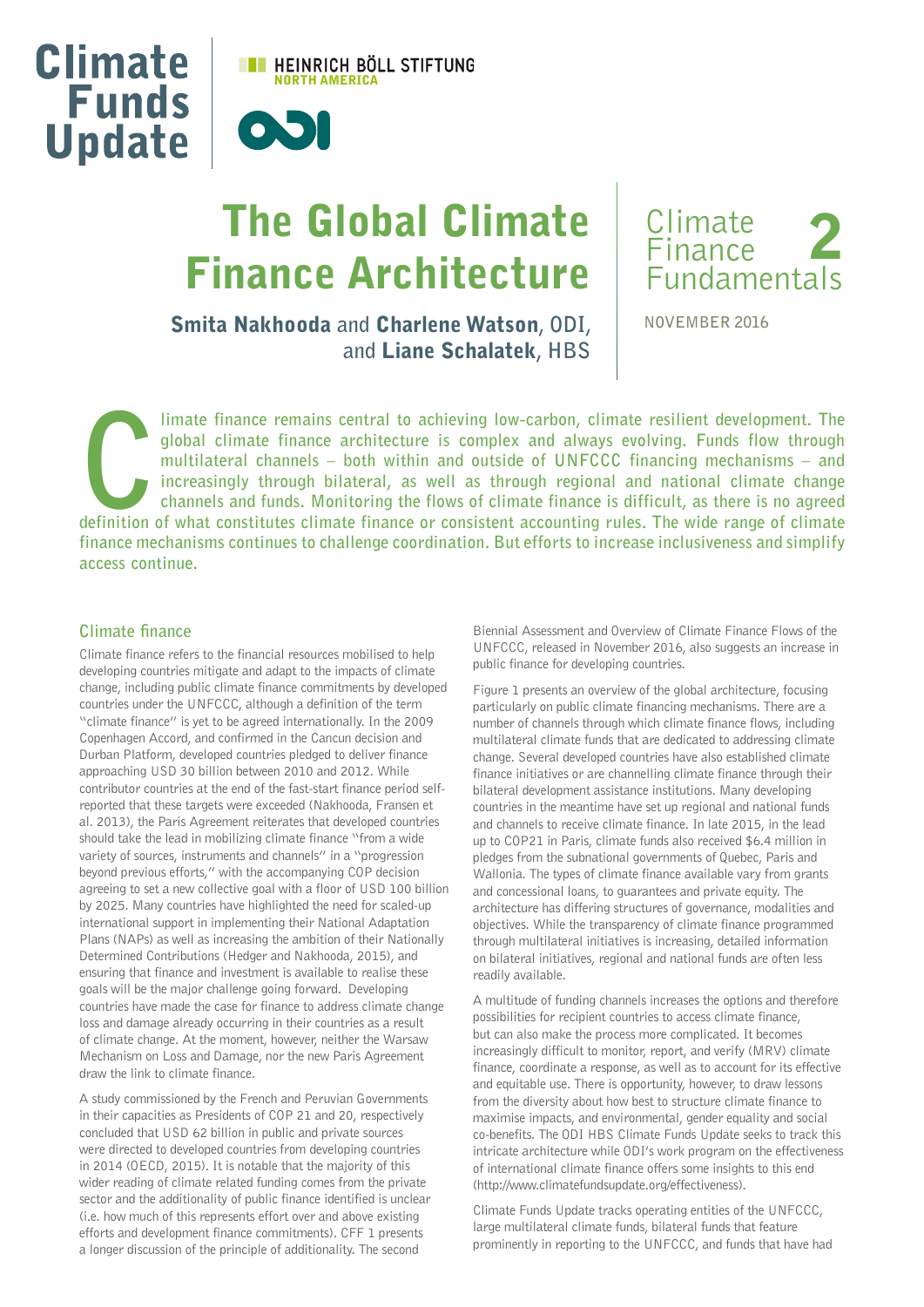Climate Funds Update

HEINRICH BÖLL STIFTUNG NORTH AMERICA

ODI

# The Global Climate Finance Architecture

**Smita Nakhooda** and **Charlene Watson**, ODI, and **Liane Schalatek**, HBS

Climate Finance Fundamentals 2

NOVEMBER 2016

**Climate finance remains central to achieving low-carbon, climate resilient development. The global climate finance architecture is complex and always evolving. Funds flow through multilateral channels – both within and outside of UNFCCC financing mechanisms – and increasingly through bilateral, as well as through regional and national climate change channels and funds. Monitoring the flows of climate finance is difficult, as there is no agreed definition of what constitutes climate finance or consistent accounting rules. The wide range of climate finance mechanisms continues to challenge coordination. But efforts to increase inclusiveness and simplify access continue.**

## Climate finance

Climate finance refers to the financial resources mobilised to help developing countries mitigate and adapt to the impacts of climate change, including public climate finance commitments by developed countries under the UNFCCC, although a definition of the term "climate finance" is yet to be agreed internationally. In the 2009 Copenhagen Accord, and confirmed in the Cancun decision and Durban Platform, developed countries pledged to deliver finance approaching USD 30 billion between 2010 and 2012. While contributor countries at the end of the fast-start finance period self-reported that these targets were exceeded (Nakhooda, Fransen et al. 2013), the Paris Agreement reiterates that developed countries should take the lead in mobilizing climate finance "from a wide variety of sources, instruments and channels" in a "progression beyond previous efforts," with the accompanying COP decision agreeing to set a new collective goal with a floor of USD 100 billion by 2025. Many countries have highlighted the need for scaled-up international support in implementing their National Adaptation Plans (NAPs) as well as increasing the ambition of their Nationally Determined Contributions (Hedger and Nakhooda, 2015), and ensuring that finance and investment is available to realise these goals will be the major challenge going forward. Developing countries have made the case for finance to address climate change loss and damage already occurring in their countries as a result of climate change. At the moment, however, neither the Warsaw Mechanism on Loss and Damage, nor the new Paris Agreement draw the link to climate finance.

A study commissioned by the French and Peruvian Governments in their capacities as Presidents of COP 21 and 20, respectively concluded that USD 62 billion in public and private sources were directed to developed countries from developing countries in 2014 (OECD, 2015). It is notable that the majority of this wider reading of climate related funding comes from the private sector and the additionality of public finance identified is unclear (i.e. how much of this represents effort over and above existing efforts and development finance commitments). CFF 1 presents a longer discussion of the principle of additionality. The second Biennial Assessment and Overview of Climate Finance Flows of the UNFCCC, released in November 2016, also suggests an increase in public finance for developing countries.

Figure 1 presents an overview of the global architecture, focusing particularly on public climate financing mechanisms. There are a number of channels through which climate finance flows, including multilateral climate funds that are dedicated to addressing climate change. Several developed countries have also established climate finance initiatives or are channelling climate finance through their bilateral development assistance institutions. Many developing countries in the meantime have set up regional and national funds and channels to receive climate finance. In late 2015, in the lead up to COP21 in Paris, climate funds also received $6.4 million in pledges from the subnational governments of Quebec, Paris and Wallonia. The types of climate finance available vary from grants and concessional loans, to guarantees and private equity. The architecture has differing structures of governance, modalities and objectives. While the transparency of climate finance programmed through multilateral initiatives is increasing, detailed information on bilateral initiatives, regional and national funds are often less readily available.

A multitude of funding channels increases the options and therefore possibilities for recipient countries to access climate finance, but can also make the process more complicated. It becomes increasingly difficult to monitor, report, and verify (MRV) climate finance, coordinate a response, as well as to account for its effective and equitable use. There is opportunity, however, to draw lessons from the diversity about how best to structure climate finance to maximise impacts, and environmental, gender equality and social co-benefits. The ODI HBS Climate Funds Update seeks to track this intricate architecture while ODI's work program on the effectiveness of international climate finance offers some insights to this end (http://www.climatefundsupdate.org/effectiveness).

Climate Funds Update tracks operating entities of the UNFCCC, large multilateral climate funds, bilateral funds that feature prominently in reporting to the UNFCCC, and funds that have had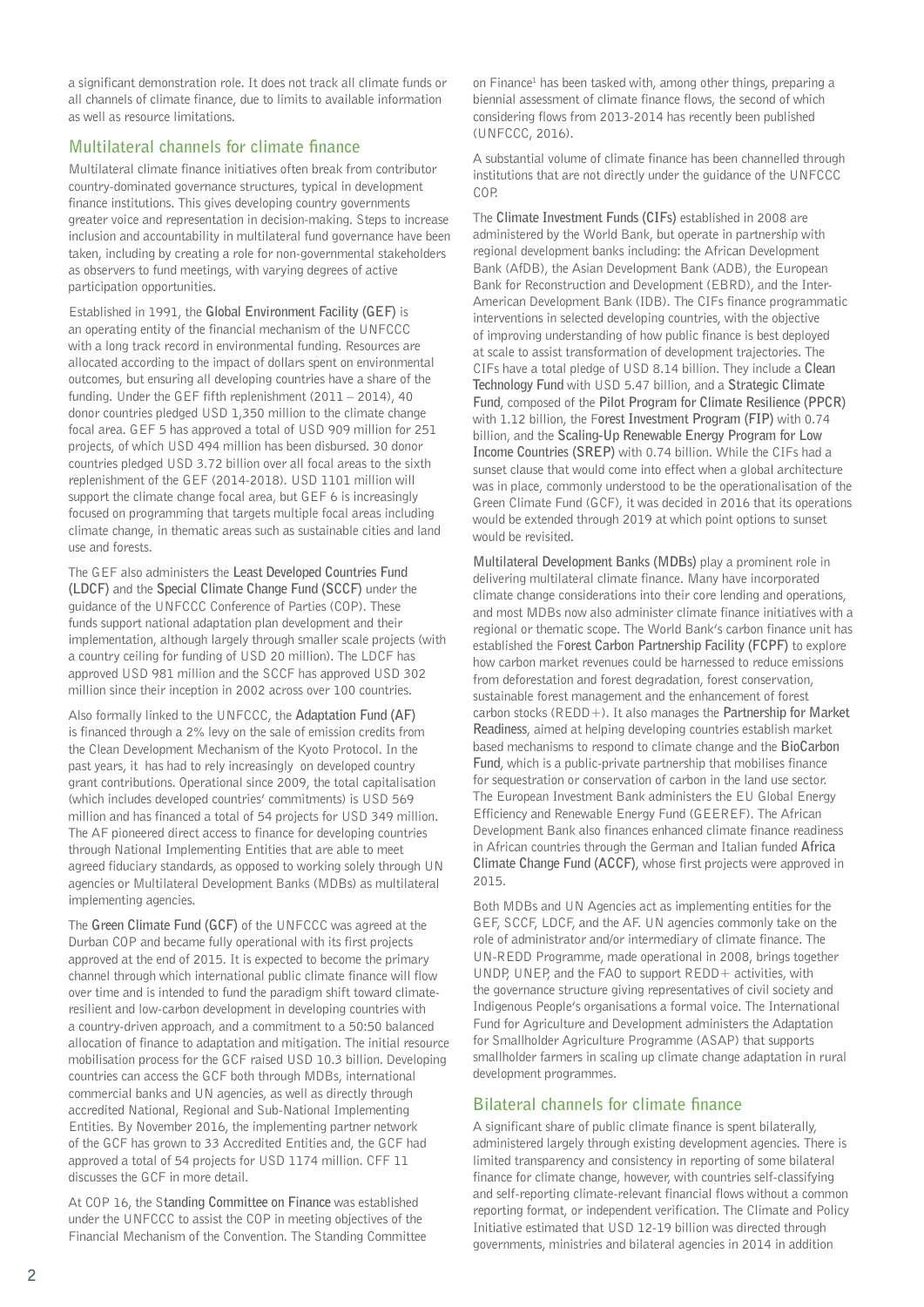a significant demonstration role. It does not track all climate funds or all channels of climate finance, due to limits to available information as well as resource limitations.

## Multilateral channels for climate finance

Multilateral climate finance initiatives often break from contributor country-dominated governance structures, typical in development finance institutions. This gives developing country governments greater voice and representation in decision-making. Steps to increase inclusion and accountability in multilateral fund governance have been taken, including by creating a role for non-governmental stakeholders as observers to fund meetings, with varying degrees of active participation opportunities.

Established in 1991, the **Global Environment Facility (GEF)** is an operating entity of the financial mechanism of the UNFCCC with a long track record in environmental funding. Resources are allocated according to the impact of dollars spent on environmental outcomes, but ensuring all developing countries have a share of the funding. Under the GEF fifth replenishment (2011 – 2014), 40 donor countries pledged USD 1,350 million to the climate change focal area. GEF 5 has approved a total of USD 909 million for 251 projects, of which USD 494 million has been disbursed. 30 donor countries pledged USD 3.72 billion over all focal areas to the sixth replenishment of the GEF (2014-2018). USD 1101 million will support the climate change focal area, but GEF 6 is increasingly focused on programming that targets multiple focal areas including climate change, in thematic areas such as sustainable cities and land use and forests.

The GEF also administers the **Least Developed Countries Fund (LDCF)** and the **Special Climate Change Fund (SCCF)** under the guidance of the UNFCCC Conference of Parties (COP). These funds support national adaptation plan development and their implementation, although largely through smaller scale projects (with a country ceiling for funding of USD 20 million). The LDCF has approved USD 981 million and the SCCF has approved USD 302 million since their inception in 2002 across over 100 countries.

Also formally linked to the UNFCCC, the **Adaptation Fund (AF)** is financed through a 2% levy on the sale of emission credits from the Clean Development Mechanism of the Kyoto Protocol. In the past years, it has had to rely increasingly on developed country grant contributions. Operational since 2009, the total capitalisation (which includes developed countries' commitments) is USD 569 million and has financed a total of 54 projects for USD 349 million. The AF pioneered direct access to finance for developing countries through National Implementing Entities that are able to meet agreed fiduciary standards, as opposed to working solely through UN agencies or Multilateral Development Banks (MDBs) as multilateral implementing agencies.

The **Green Climate Fund (GCF)** of the UNFCCC was agreed at the Durban COP and became fully operational with its first projects approved at the end of 2015. It is expected to become the primary channel through which international public climate finance will flow over time and is intended to fund the paradigm shift toward climate-resilient and low-carbon development in developing countries with a country-driven approach, and a commitment to a 50:50 balanced allocation of finance to adaptation and mitigation. The initial resource mobilisation process for the GCF raised USD 10.3 billion. Developing countries can access the GCF both through MDBs, international commercial banks and UN agencies, as well as directly through accredited National, Regional and Sub-National Implementing Entities. By November 2016, the implementing partner network of the GCF has grown to 33 Accredited Entities and, the GCF had approved a total of 54 projects for USD 1174 million. CFF 11 discusses the GCF in more detail.

At COP 16, the S**tanding Committee on Finance** was established under the UNFCCC to assist the COP in meeting objectives of the Financial Mechanism of the Convention. The Standing Committee on Finance[1] has been tasked with, among other things, preparing a biennial assessment of climate finance flows, the second of which considering flows from 2013-2014 has recently been published (UNFCCC, 2016).

A substantial volume of climate finance has been channelled through institutions that are not directly under the guidance of the UNFCCC COP.

The **Climate Investment Funds (CIFs)** established in 2008 are administered by the World Bank, but operate in partnership with regional development banks including: the African Development Bank (AfDB), the Asian Development Bank (ADB), the European Bank for Reconstruction and Development (EBRD), and the Inter-American Development Bank (IDB). The CIFs finance programmatic interventions in selected developing countries, with the objective of improving understanding of how public finance is best deployed at scale to assist transformation of development trajectories. The CIFs have a total pledge of USD 8.14 billion. They include a **Clean Technology Fund** with USD 5.47 billion, and a **Strategic Climate Fund**, composed of the **Pilot Program for Climate Resilience (PPCR)** with 1.12 billion, the F**orest Investment Program (FIP)** with 0.74 billion, and the **Scaling-Up Renewable Energy Program for Low Income Countries (SREP)** with 0.74 billion. While the CIFs had a sunset clause that would come into effect when a global architecture was in place, commonly understood to be the operationalisation of the Green Climate Fund (GCF), it was decided in 2016 that its operations would be extended through 2019 at which point options to sunset would be revisited.

**Multilateral Development Banks (MDBs)** play a prominent role in delivering multilateral climate finance. Many have incorporated climate change considerations into their core lending and operations, and most MDBs now also administer climate finance initiatives with a regional or thematic scope. The World Bank's carbon finance unit has established the F**orest Carbon Partnership Facility (FCPF)** to explore how carbon market revenues could be harnessed to reduce emissions from deforestation and forest degradation, forest conservation, sustainable forest management and the enhancement of forest carbon stocks (REDD+). It also manages the **Partnership for Market Readiness**, aimed at helping developing countries establish market based mechanisms to respond to climate change and the **BioCarbon Fund**, which is a public-private partnership that mobilises finance for sequestration or conservation of carbon in the land use sector. The European Investment Bank administers the EU Global Energy Efficiency and Renewable Energy Fund (GEEREF). The African Development Bank also finances enhanced climate finance readiness in African countries through the German and Italian funded **Africa Climate Change Fund (ACCF)**, whose first projects were approved in 2015.

Both MDBs and UN Agencies act as implementing entities for the GEF, SCCF, LDCF, and the AF. UN agencies commonly take on the role of administrator and/or intermediary of climate finance. The UN-REDD Programme, made operational in 2008, brings together UNDP, UNEP, and the FAO to support REDD+ activities, with the governance structure giving representatives of civil society and Indigenous People's organisations a formal voice. The International Fund for Agriculture and Development administers the Adaptation for Smallholder Agriculture Programme (ASAP) that supports smallholder farmers in scaling up climate change adaptation in rural development programmes.

## Bilateral channels for climate finance

A significant share of public climate finance is spent bilaterally, administered largely through existing development agencies. There is limited transparency and consistency in reporting of some bilateral finance for climate change, however, with countries self-classifying and self-reporting climate-relevant financial flows without a common reporting format, or independent verification. The Climate and Policy Initiative estimated that USD 12-19 billion was directed through governments, ministries and bilateral agencies in 2014 in addition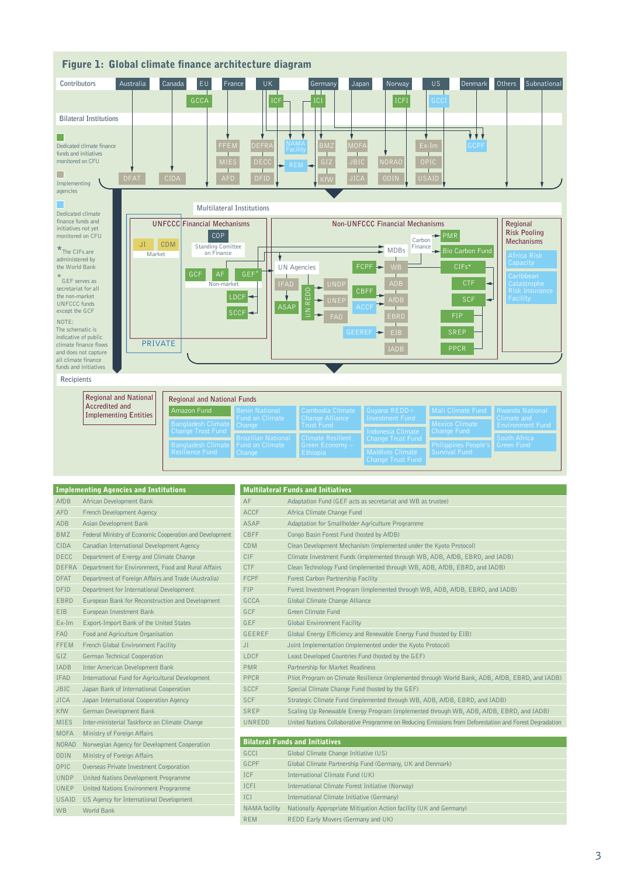## Figure 1: Global climate finance architecture diagram

**Contributors:** Australia, Canada, EU, France, UK, Germany, Japan, Norway, US, Denmark, Others, Subnational

GCCA, ICF, ICI, ICFI, GCCI

**Bilateral Institutions**

FFEM, DEFRA, NAMA Facility, BMZ, MOFA, Ex-Im, GCPF

MIES, DECC, REM, GIZ, JBIC, NORAD, OPIC

DFAT, CIDA, AFD, DFID, KfW, JICA, ODIN, USAID

Dedicated climate finance funds and initiatives monitored on CFU

Implementing agencies

Dedicated climate finance funds and initiatives not yet monitored on CFU

* The CIFs are administered by the World Bank

° GEF serves as secretariat for all the non-market UNFCCC funds except the GCF

NOTE: The schematic is indicative of public climate finance flows and does not capture all climate finance funds and initiatives

**Multilateral Institutions**

UNFCCC Financial Mechanisms: COP; JI, CDM (Market); Standing Comittee on Finance; GCF, AF, GEF° (Non-market); LDCF; SCCF

PRIVATE

Non-UNFCCC Financial Mechanisms: Carbon Finance; PMR; MDBs; Bio Carbon Fund; UN Agencies; FCPF; WB; CIFs*; IFAD; UN REDD; UNDP; ADB; CTF; UNEP; CBFF; AfDB; SCF; ASAP; ACCF; FAO; EBRD; FIP; GEEREF; EIB; SREP; IADB; PPCR

Regional Risk Pooling Mechanisms: Africa Risk Capacity; Caribbean Catastrophe Risk Insurance Facility

**Recipients**

Regional and National Accredited and Implementing Entities

Regional and National Funds: Amazon Fund; Bangladesh Climate Change Trust Fund; Bangladesh Climate Resilience Fund; Benin National Fund on Climate Change; Brazilian National Fund on Climate Change; Cambodia Climate Change Alliance Trust Fund; Climate Resilient Green Economy – Ethiopia; Guyana REDD+ Investment Fund; Indonesia Climate Change Trust Fund; Maldives Climate Change Trust Fund; Mali Climate Fund; Mexico Climate Change Fund; Philippines People's Survival Fund; Rwanda National Climate and Environment Fund; South Africa Green Fund

| Implementing Agencies and Institutions | |
|---|---|
| AfDB | African Development Bank |
| AFD | French Development Agency |
| ADB | Asian Development Bank |
| BMZ | Federal Ministry of Economic Cooperation and Development |
| CIDA | Canadian International Development Agency |
| DECC | Department of Energy and Climate Change |
| DEFRA | Department for Environment, Food and Rural Affairs |
| DFAT | Department of Foreign Affairs and Trade (Australia) |
| DFID | Department for International Development |
| EBRD | European Bank for Reconstruction and Development |
| EIB | European Investment Bank |
| Ex-Im | Export-Import Bank of the United States |
| FAO | Food and Agriculture Organisation |
| FFEM | French Global Environment Facility |
| GIZ | German Technical Cooperation |
| IADB | Inter American Development Bank |
| IFAD | International Fund for Agricultural Development |
| JBIC | Japan Bank of International Cooperation |
| JICA | Japan International Cooperation Agency |
| KfW | German Development Bank |
| MIES | Inter-ministerial Taskforce on Climate Change |
| MOFA | Ministry of Foreign Affairs |
| NORAD | Norwegian Agency for Development Cooperation |
| ODIN | Ministry of Foreign Affairs |
| OPIC | Overseas Private Investment Corporation |
| UNDP | United Nations Development Programme |
| UNEP | United Nations Environment Programme |
| USAID | US Agency for International Development |
| WB | World Bank |

| Multilateral Funds and Initiatives | |
|---|---|
| AF | Adaptation Fund (GEF acts as secretariat and WB as trustee) |
| ACCF | Africa Climate Change Fund |
| ASAP | Adaptation for Smallholder Agriculture Programme |
| CBFF | Congo Basin Forest Fund (hosted by AfDB) |
| CDM | Clean Development Mechanism (implemented under the Kyoto Protocol) |
| CIF | Climate Investment Funds (implemented through WB, ADB, AfDB, EBRD, and IADB) |
| CTF | Clean Technology Fund (implemented through WB, ADB, AfDB, EBRD, and IADB) |
| FCPF | Forest Carbon Partnership Facility |
| FIP | Forest Investment Program (implemented through WB, ADB, AfDB, EBRD, and IADB) |
| GCCA | Global Climate Change Alliance |
| GCF | Green Climate Fund |
| GEF | Global Environment Facility |
| GEEREF | Global Energy Efficiency and Renewable Energy Fund (hosted by EIB) |
| JI | Joint Implementation (implemented under the Kyoto Protocol) |
| LDCF | Least Developed Countries Fund (hosted by the GEF) |
| PMR | Partnership for Market Readiness |
| PPCR | Pilot Program on Climate Resilience (implemented through World Bank, ADB, AfDB, EBRD, and IADB) |
| SCCF | Special Climate Change Fund (hosted by the GEF) |
| SCF | Strategic Climate Fund (implemented through WB, ADB, AfDB, EBRD, and IADB) |
| SREP | Scaling Up Renewable Energy Program (implemented through WB, ADB, AfDB, EBRD, and IADB) |
| UNREDD | United Nations Collaborative Programme on Reducing Emissions from Deforestation and Forest Degradation |

| Bilateral Funds and Initiatives | |
|---|---|
| GCCI | Global Climate Change Initiative (US) |
| GCPF | Global Climate Partnership Fund (Germany, UK and Denmark) |
| ICF | International Climate Fund (UK) |
| ICFI | International Climate Forest Initiative (Norway) |
| ICI | International Climate Initiative (Germany) |
| NAMA facility | Nationally Appropriate Mitigation Action facility (UK and Germany) |
| REM | REDD Early Movers (Germany and UK) |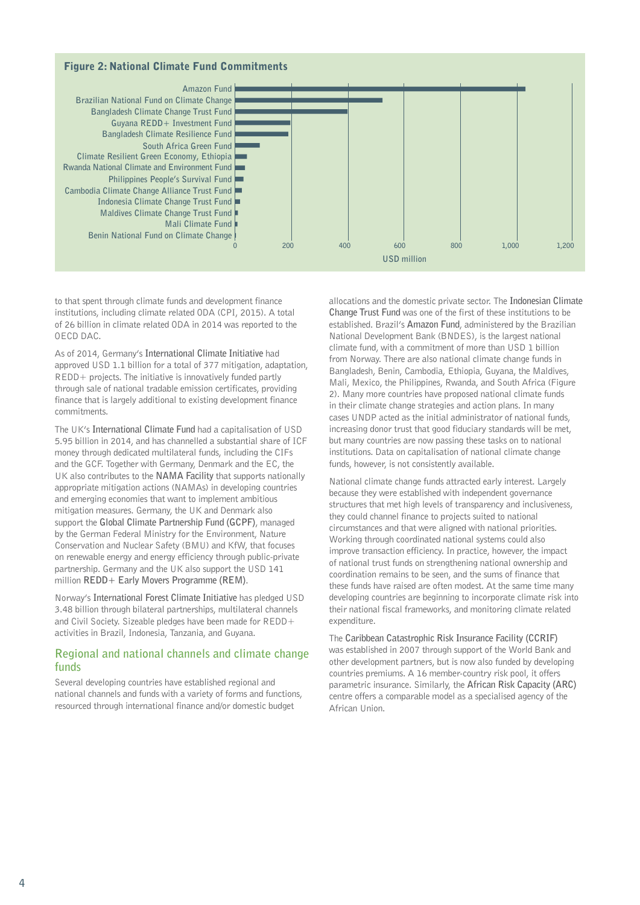**Figure 2: National Climate Fund Commitments**

to that spent through climate funds and development finance institutions, including climate related ODA (CPI, 2015). A total of 26 billion in climate related ODA in 2014 was reported to the OECD DAC.

As of 2014, Germany's **International Climate Initiative** had approved USD 1.1 billion for a total of 377 mitigation, adaptation, REDD+ projects. The initiative is innovatively funded partly through sale of national tradable emission certificates, providing finance that is largely additional to existing development finance commitments.

The UK's **International Climate Fund** had a capitalisation of USD 5.95 billion in 2014, and has channelled a substantial share of ICF money through dedicated multilateral funds, including the CIFs and the GCF. Together with Germany, Denmark and the EC, the UK also contributes to the **NAMA Facility** that supports nationally appropriate mitigation actions (NAMAs) in developing countries and emerging economies that want to implement ambitious mitigation measures. Germany, the UK and Denmark also support the **Global Climate Partnership Fund (GCPF)**, managed by the German Federal Ministry for the Environment, Nature Conservation and Nuclear Safety (BMU) and KfW, that focuses on renewable energy and energy efficiency through public-private partnership. Germany and the UK also support the USD 141 million **REDD+ Early Movers Programme (REM)**.

Norway's **International Forest Climate Initiative** has pledged USD 3.48 billion through bilateral partnerships, multilateral channels and Civil Society. Sizeable pledges have been made for REDD+ activities in Brazil, Indonesia, Tanzania, and Guyana.

## Regional and national channels and climate change funds

Several developing countries have established regional and national channels and funds with a variety of forms and functions, resourced through international finance and/or domestic budget allocations and the domestic private sector. The **Indonesian Climate Change Trust Fund** was one of the first of these institutions to be established. Brazil's **Amazon Fund**, administered by the Brazilian National Development Bank (BNDES), is the largest national climate fund, with a commitment of more than USD 1 billion from Norway. There are also national climate change funds in Bangladesh, Benin, Cambodia, Ethiopia, Guyana, the Maldives, Mali, Mexico, the Philippines, Rwanda, and South Africa (Figure 2). Many more countries have proposed national climate funds in their climate change strategies and action plans. In many cases UNDP acted as the initial administrator of national funds, increasing donor trust that good fiduciary standards will be met, but many countries are now passing these tasks on to national institutions. Data on capitalisation of national climate change funds, however, is not consistently available.

National climate change funds attracted early interest. Largely because they were established with independent governance structures that met high levels of transparency and inclusiveness, they could channel finance to projects suited to national circumstances and that were aligned with national priorities. Working through coordinated national systems could also improve transaction efficiency. In practice, however, the impact of national trust funds on strengthening national ownership and coordination remains to be seen, and the sums of finance that these funds have raised are often modest. At the same time many developing countries are beginning to incorporate climate risk into their national fiscal frameworks, and monitoring climate related expenditure.

The **Caribbean Catastrophic Risk Insurance Facility (CCRIF)** was established in 2007 through support of the World Bank and other development partners, but is now also funded by developing countries premiums. A 16 member-country risk pool, it offers parametric insurance. Similarly, the **African Risk Capacity (ARC)** centre offers a comparable model as a specialised agency of the African Union.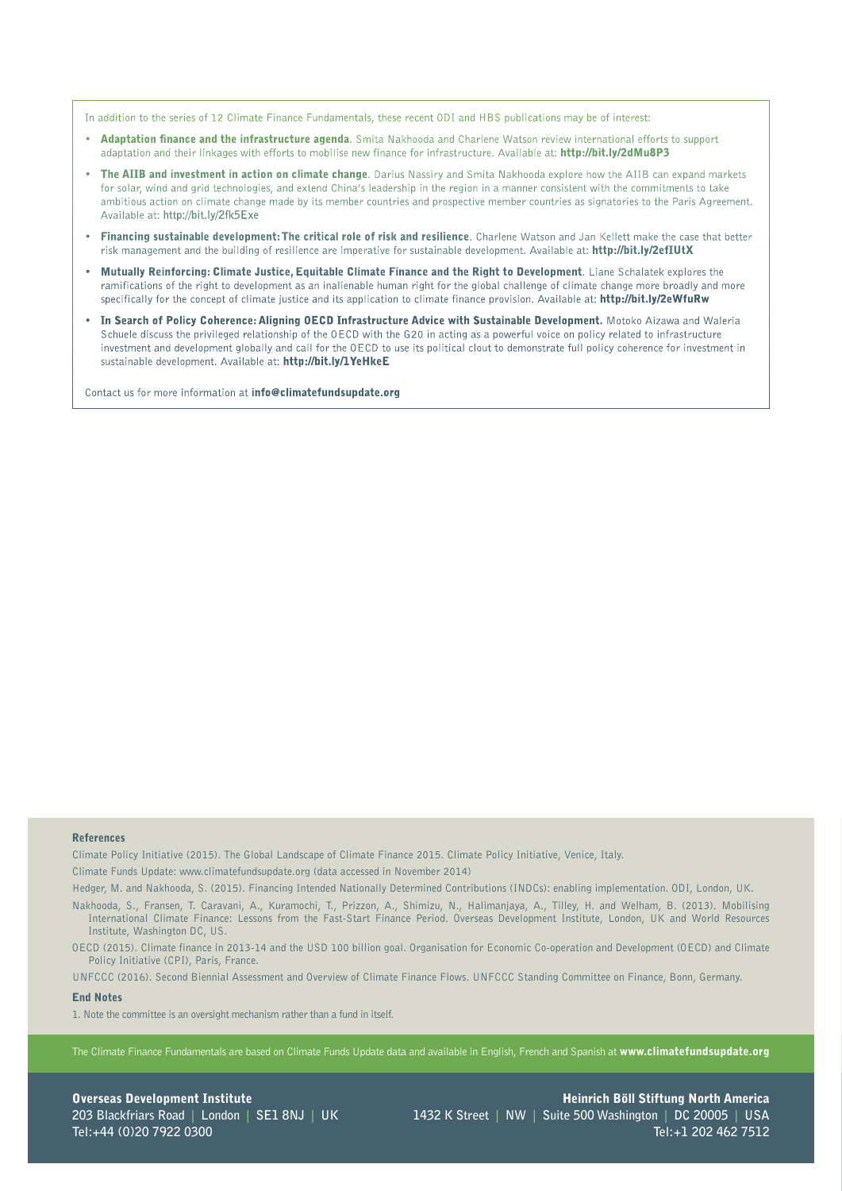In addition to the series of 12 Climate Finance Fundamentals, these recent ODI and HBS publications may be of interest:

- **Adaptation finance and the infrastructure agenda**. Smita Nakhooda and Charlene Watson review international efforts to support adaptation and their linkages with efforts to mobilise new finance for infrastructure. Available at: **http://bit.ly/2dMu8P3**
- **The AIIB and investment in action on climate change**. Darius Nassiry and Smita Nakhooda explore how the AIIB can expand markets for solar, wind and grid technologies, and extend China's leadership in the region in a manner consistent with the commitments to take ambitious action on climate change made by its member countries and prospective member countries as signatories to the Paris Agreement. Available at: http://bit.ly/2fk5Exe
- **Financing sustainable development: The critical role of risk and resilience**. Charlene Watson and Jan Kellett make the case that better risk management and the building of resilience are imperative for sustainable development. Available at: **http://bit.ly/2efIUtX**
- **Mutually Reinforcing: Climate Justice, Equitable Climate Finance and the Right to Development**. Liane Schalatek explores the ramifications of the right to development as an inalienable human right for the global challenge of climate change more broadly and more specifically for the concept of climate justice and its application to climate finance provision. Available at: **http://bit.ly/2eWfuRw**
- **In Search of Policy Coherence: Aligning OECD Infrastructure Advice with Sustainable Development.** Motoko Aizawa and Waleria Schuele discuss the privileged relationship of the OECD with the G20 in acting as a powerful voice on policy related to infrastructure investment and development globally and call for the OECD to use its political clout to demonstrate full policy coherence for investment in sustainable development. Available at: **http://bit.ly/1YeHkeE**

Contact us for more information at **info@climatefundsupdate.org**

### References

Climate Policy Initiative (2015). The Global Landscape of Climate Finance 2015. Climate Policy Initiative, Venice, Italy.

Climate Funds Update: www.climatefundsupdate.org (data accessed in November 2014)

Hedger, M. and Nakhooda, S. (2015). Financing Intended Nationally Determined Contributions (INDCs): enabling implementation. ODI, London, UK.

Nakhooda, S., Fransen, T. Caravani, A., Kuramochi, T., Prizzon, A., Shimizu, N., Halimanjaya, A., Tilley, H. and Welham, B. (2013). Mobilising International Climate Finance: Lessons from the Fast-Start Finance Period. Overseas Development Institute, London, UK and World Resources Institute, Washington DC, US.

OECD (2015). Climate finance in 2013-14 and the USD 100 billion goal. Organisation for Economic Co-operation and Development (OECD) and Climate Policy Initiative (CPI), Paris, France.

UNFCCC (2016). Second Biennial Assessment and Overview of Climate Finance Flows. UNFCCC Standing Committee on Finance, Bonn, Germany.

### End Notes

1. Note the committee is an oversight mechanism rather than a fund in itself.

The Climate Finance Fundamentals are based on Climate Funds Update data and available in English, French and Spanish at **www.climatefundsupdate.org**

**Overseas Development Institute**
203 Blackfriars Road | London | SE1 8NJ | UK
Tel:+44 (0)20 7922 0300

**Heinrich Böll Stiftung North America**
1432 K Street | NW | Suite 500 Washington | DC 20005 | USA
Tel:+1 202 462 7512